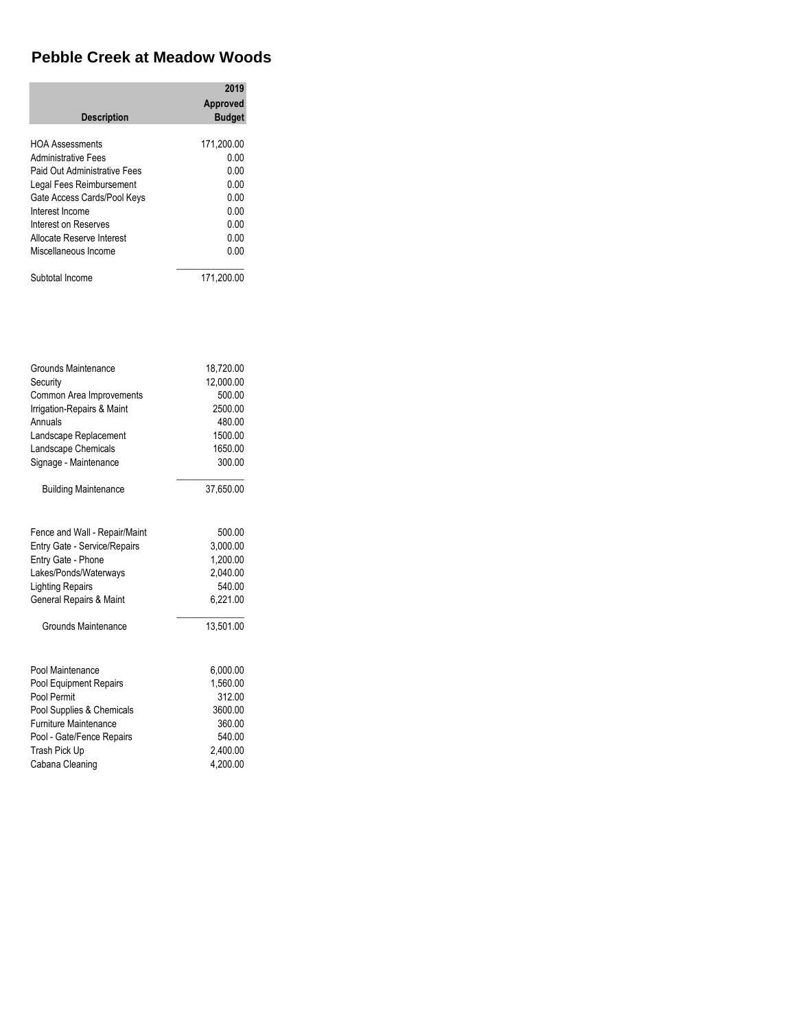# Pebble Creek at Meadow Woods

| Description | 2019 Approved Budget |
|---|---|
| HOA Assessments | 171,200.00 |
| Administrative Fees | 0.00 |
| Paid Out Administrative Fees | 0.00 |
| Legal Fees Reimbursement | 0.00 |
| Gate Access Cards/Pool Keys | 0.00 |
| Interest Income | 0.00 |
| Interest on Reserves | 0.00 |
| Allocate Reserve Interest | 0.00 |
| Miscellaneous Income | 0.00 |
| Subtotal Income | 171,200.00 |
| | |
| Grounds Maintenance | 18,720.00 |
| Security | 12,000.00 |
| Common Area Improvements | 500.00 |
| Irrigation-Repairs & Maint | 2500.00 |
| Annuals | 480.00 |
| Landscape Replacement | 1500.00 |
| Landscape Chemicals | 1650.00 |
| Signage - Maintenance | 300.00 |
| Building Maintenance | 37,650.00 |
| | |
| Fence and Wall - Repair/Maint | 500.00 |
| Entry Gate - Service/Repairs | 3,000.00 |
| Entry Gate - Phone | 1,200.00 |
| Lakes/Ponds/Waterways | 2,040.00 |
| Lighting Repairs | 540.00 |
| General Repairs & Maint | 6,221.00 |
| Grounds Maintenance | 13,501.00 |
| | |
| Pool Maintenance | 6,000.00 |
| Pool Equipment Repairs | 1,560.00 |
| Pool Permit | 312.00 |
| Pool Supplies & Chemicals | 3600.00 |
| Furniture Maintenance | 360.00 |
| Pool - Gate/Fence Repairs | 540.00 |
| Trash Pick Up | 2,400.00 |
| Cabana Cleaning | 4,200.00 |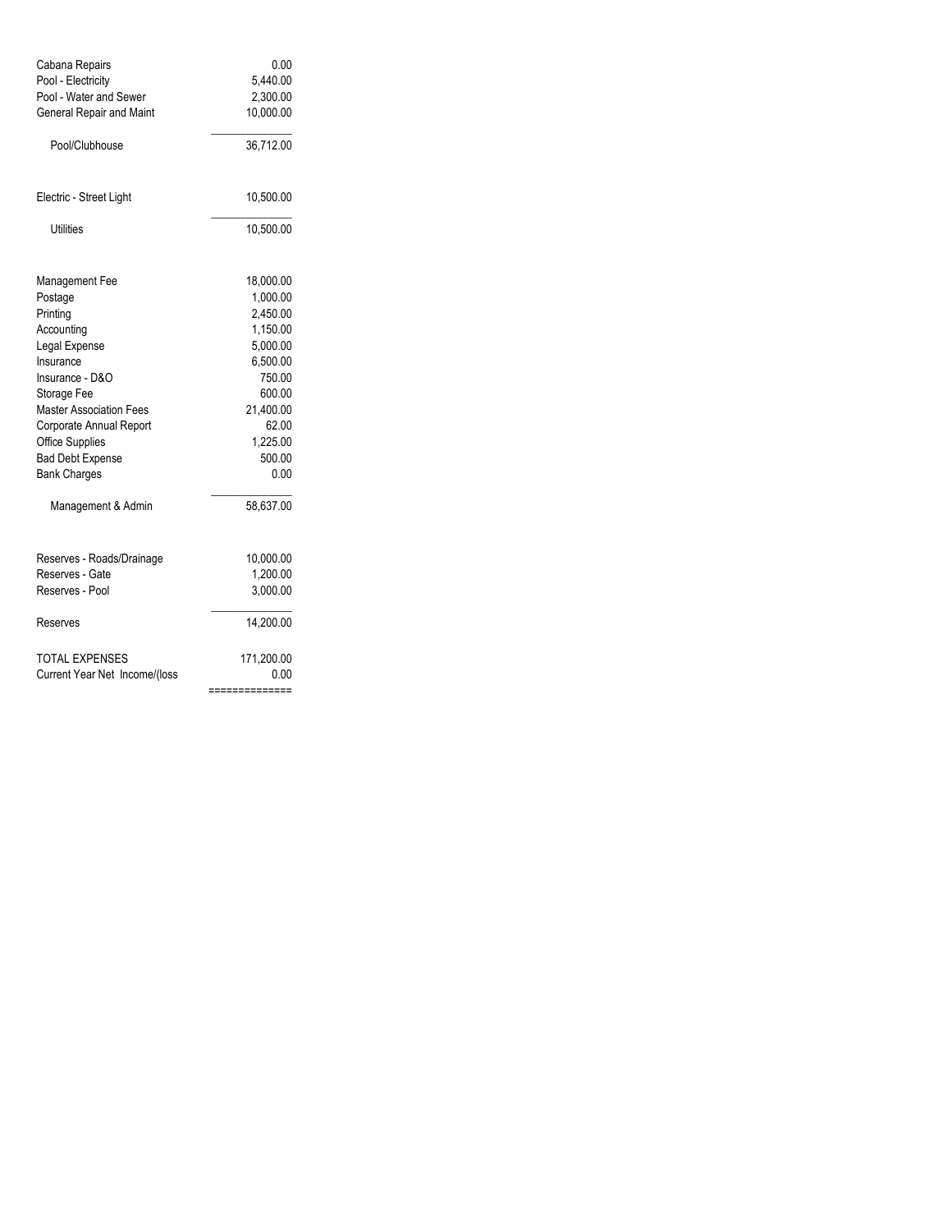| | |
|---|---|
| Cabana Repairs | 0.00 |
| Pool - Electricity | 5,440.00 |
| Pool - Water and Sewer | 2,300.00 |
| General Repair and Maint | 10,000.00 |
| Pool/Clubhouse | 36,712.00 |
| | |
| Electric - Street Light | 10,500.00 |
| Utilities | 10,500.00 |
| | |
| Management Fee | 18,000.00 |
| Postage | 1,000.00 |
| Printing | 2,450.00 |
| Accounting | 1,150.00 |
| Legal Expense | 5,000.00 |
| Insurance | 6,500.00 |
| Insurance - D&O | 750.00 |
| Storage Fee | 600.00 |
| Master Association Fees | 21,400.00 |
| Corporate Annual Report | 62.00 |
| Office Supplies | 1,225.00 |
| Bad Debt Expense | 500.00 |
| Bank Charges | 0.00 |
| Management & Admin | 58,637.00 |
| | |
| Reserves - Roads/Drainage | 10,000.00 |
| Reserves - Gate | 1,200.00 |
| Reserves - Pool | 3,000.00 |
| Reserves | 14,200.00 |
| | |
| TOTAL EXPENSES | 171,200.00 |
| Current Year Net Income/(loss | 0.00 |